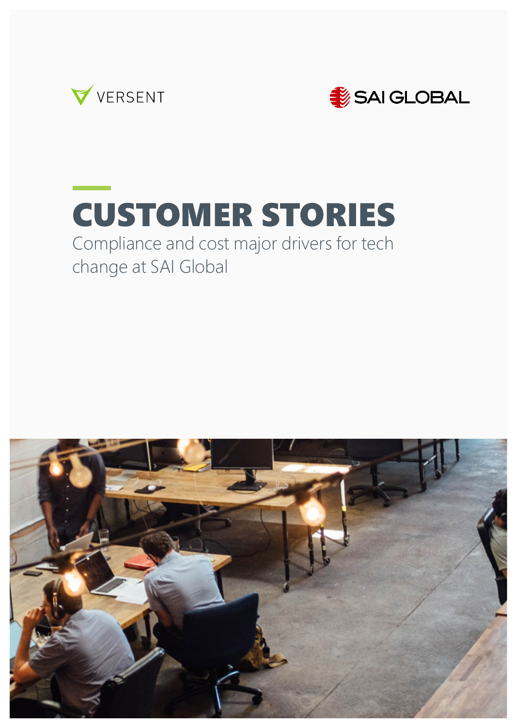VERSENT

SAI GLOBAL

# CUSTOMER STORIES

Compliance and cost major drivers for tech change at SAI Global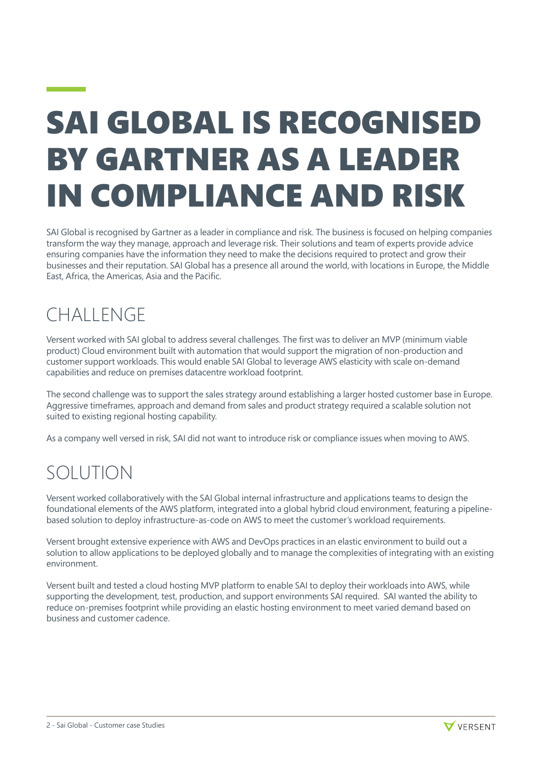# SAI GLOBAL IS RECOGNISED BY GARTNER AS A LEADER IN COMPLIANCE AND RISK

SAI Global is recognised by Gartner as a leader in compliance and risk. The business is focused on helping companies transform the way they manage, approach and leverage risk. Their solutions and team of experts provide advice ensuring companies have the information they need to make the decisions required to protect and grow their businesses and their reputation. SAI Global has a presence all around the world, with locations in Europe, the Middle East, Africa, the Americas, Asia and the Pacific.

## CHALLENGE

Versent worked with SAI global to address several challenges. The first was to deliver an MVP (minimum viable product) Cloud environment built with automation that would support the migration of non-production and customer support workloads. This would enable SAI Global to leverage AWS elasticity with scale on-demand capabilities and reduce on premises datacentre workload footprint.

The second challenge was to support the sales strategy around establishing a larger hosted customer base in Europe. Aggressive timeframes, approach and demand from sales and product strategy required a scalable solution not suited to existing regional hosting capability.

As a company well versed in risk, SAI did not want to introduce risk or compliance issues when moving to AWS.

## SOLUTION

Versent worked collaboratively with the SAI Global internal infrastructure and applications teams to design the foundational elements of the AWS platform, integrated into a global hybrid cloud environment, featuring a pipeline-based solution to deploy infrastructure-as-code on AWS to meet the customer's workload requirements.

Versent brought extensive experience with AWS and DevOps practices in an elastic environment to build out a solution to allow applications to be deployed globally and to manage the complexities of integrating with an existing environment.

Versent built and tested a cloud hosting MVP platform to enable SAI to deploy their workloads into AWS, while supporting the development, test, production, and support environments SAI required. SAI wanted the ability to reduce on-premises footprint while providing an elastic hosting environment to meet varied demand based on business and customer cadence.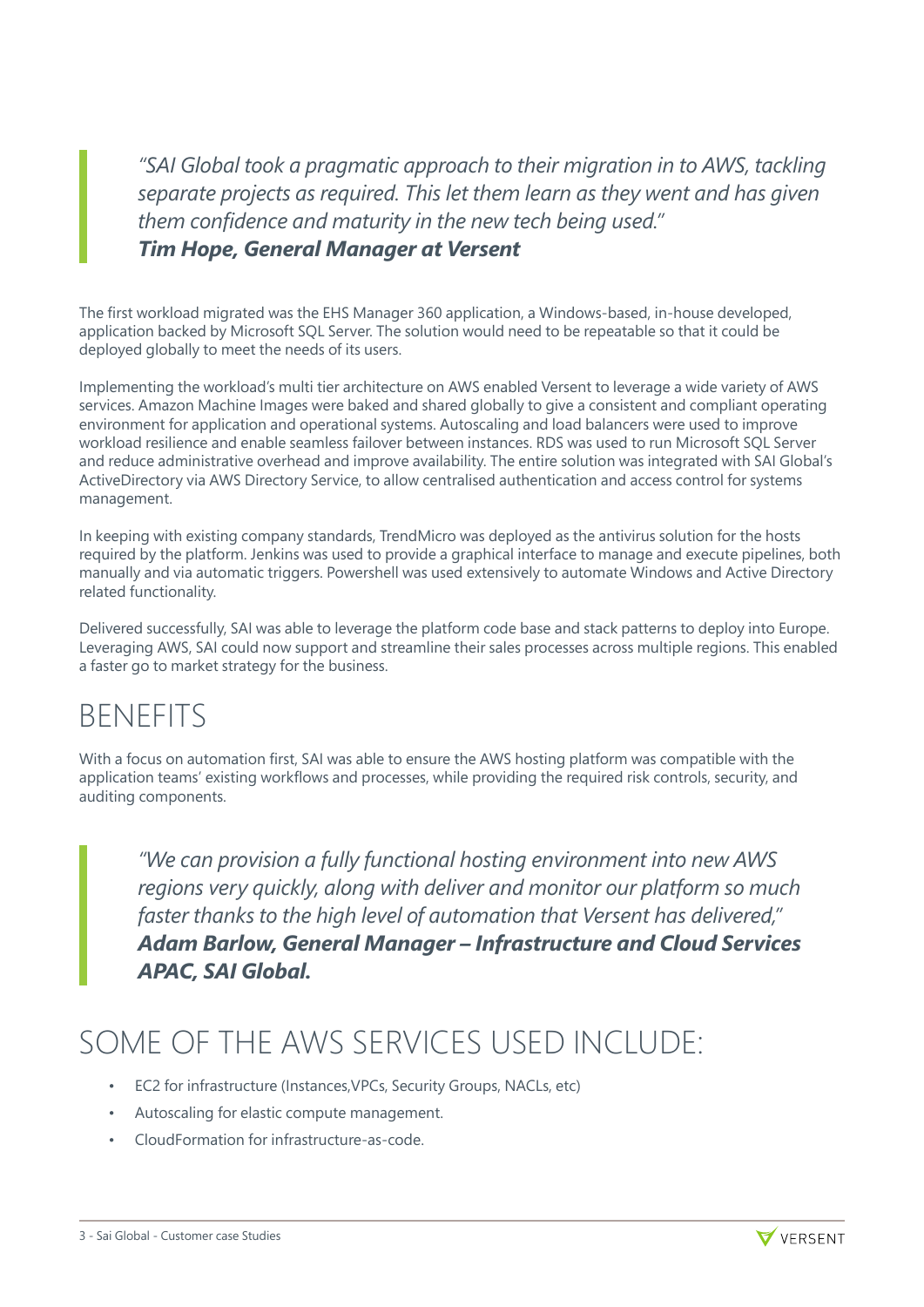> *"SAI Global took a pragmatic approach to their migration in to AWS, tackling separate projects as required. This let them learn as they went and has given them confidence and maturity in the new tech being used."*
> ***Tim Hope, General Manager at Versent***

The first workload migrated was the EHS Manager 360 application, a Windows-based, in-house developed, application backed by Microsoft SQL Server. The solution would need to be repeatable so that it could be deployed globally to meet the needs of its users.

Implementing the workload's multi tier architecture on AWS enabled Versent to leverage a wide variety of AWS services. Amazon Machine Images were baked and shared globally to give a consistent and compliant operating environment for application and operational systems. Autoscaling and load balancers were used to improve workload resilience and enable seamless failover between instances. RDS was used to run Microsoft SQL Server and reduce administrative overhead and improve availability. The entire solution was integrated with SAI Global's ActiveDirectory via AWS Directory Service, to allow centralised authentication and access control for systems management.

In keeping with existing company standards, TrendMicro was deployed as the antivirus solution for the hosts required by the platform. Jenkins was used to provide a graphical interface to manage and execute pipelines, both manually and via automatic triggers. Powershell was used extensively to automate Windows and Active Directory related functionality.

Delivered successfully, SAI was able to leverage the platform code base and stack patterns to deploy into Europe. Leveraging AWS, SAI could now support and streamline their sales processes across multiple regions. This enabled a faster go to market strategy for the business.

# BENEFITS

With a focus on automation first, SAI was able to ensure the AWS hosting platform was compatible with the application teams' existing workflows and processes, while providing the required risk controls, security, and auditing components.

> *"We can provision a fully functional hosting environment into new AWS regions very quickly, along with deliver and monitor our platform so much faster thanks to the high level of automation that Versent has delivered,"*
> ***Adam Barlow, General Manager – Infrastructure and Cloud Services APAC, SAI Global.***

# SOME OF THE AWS SERVICES USED INCLUDE:

- EC2 for infrastructure (Instances,VPCs, Security Groups, NACLs, etc)
- Autoscaling for elastic compute management.
- CloudFormation for infrastructure-as-code.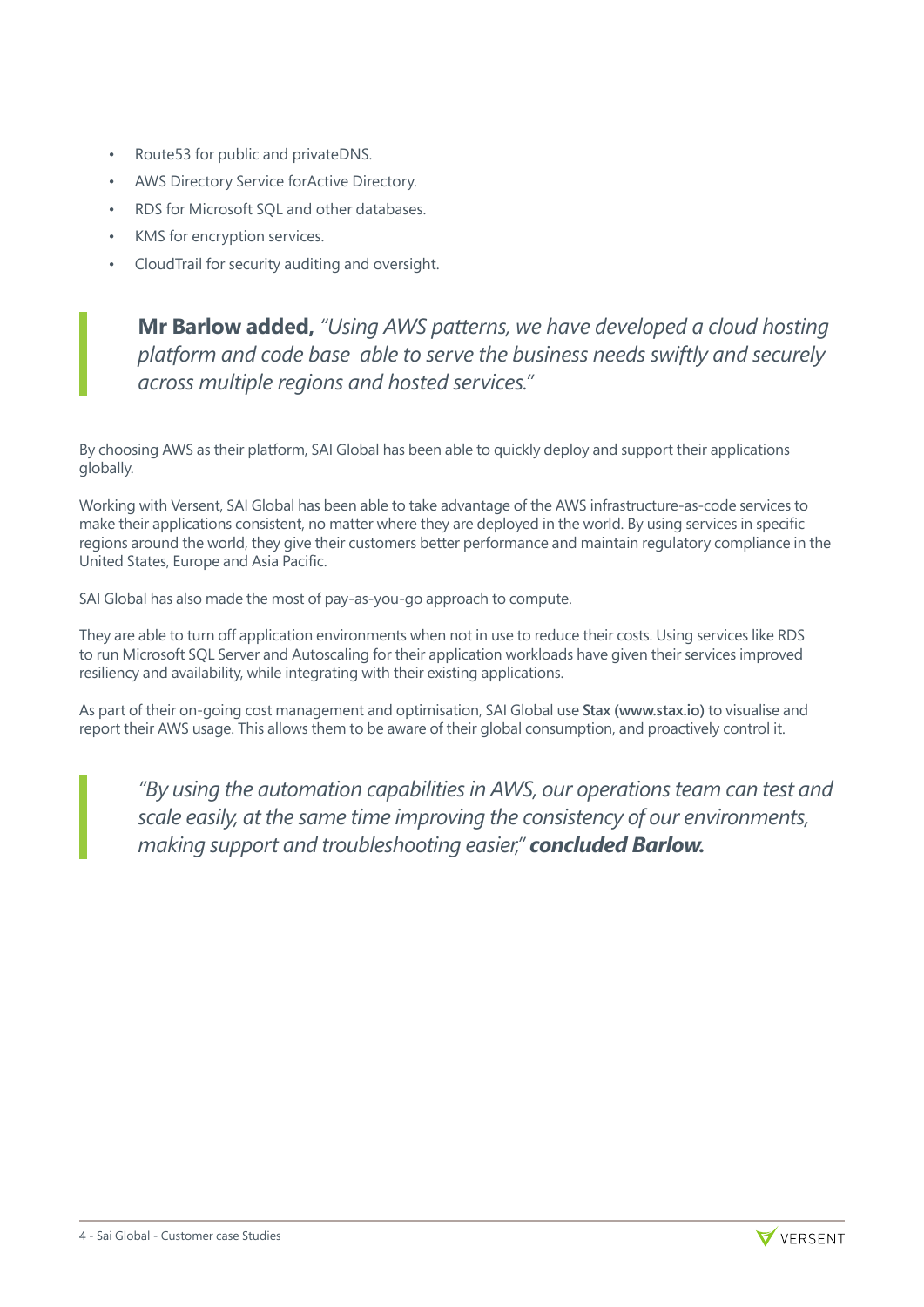- Route53 for public and privateDNS.
- AWS Directory Service forActive Directory.
- RDS for Microsoft SQL and other databases.
- KMS for encryption services.
- CloudTrail for security auditing and oversight.

> **Mr Barlow added,** *"Using AWS patterns, we have developed a cloud hosting platform and code base able to serve the business needs swiftly and securely across multiple regions and hosted services."*

By choosing AWS as their platform, SAI Global has been able to quickly deploy and support their applications globally.

Working with Versent, SAI Global has been able to take advantage of the AWS infrastructure-as-code services to make their applications consistent, no matter where they are deployed in the world. By using services in specific regions around the world, they give their customers better performance and maintain regulatory compliance in the United States, Europe and Asia Pacific.

SAI Global has also made the most of pay-as-you-go approach to compute.

They are able to turn off application environments when not in use to reduce their costs. Using services like RDS to run Microsoft SQL Server and Autoscaling for their application workloads have given their services improved resiliency and availability, while integrating with their existing applications.

As part of their on-going cost management and optimisation, SAI Global use **Stax (www.stax.io)** to visualise and report their AWS usage. This allows them to be aware of their global consumption, and proactively control it.

> *"By using the automation capabilities in AWS, our operations team can test and scale easily, at the same time improving the consistency of our environments, making support and troubleshooting easier,"* ***concluded Barlow.***